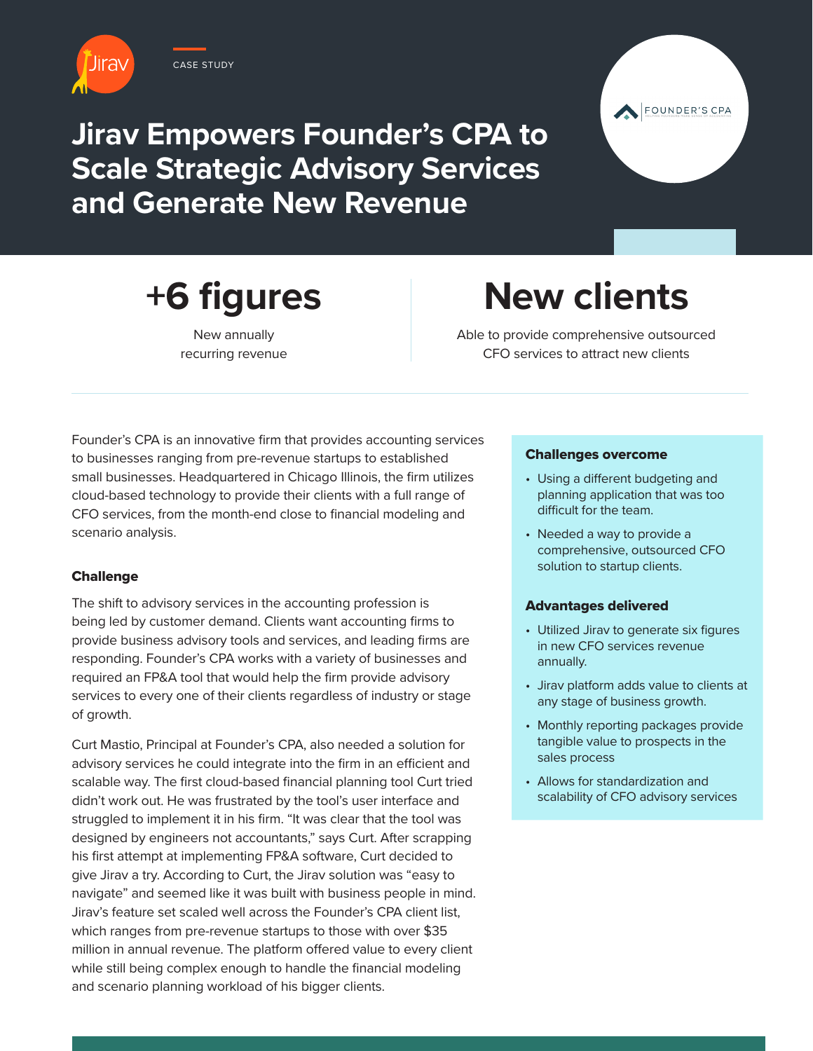CASE STUDY

# Jirav Empowers Founder's CPA to Scale Strategic Advisory Services and Generate New Revenue

## +6 figures

New annually recurring revenue

## New clients

Able to provide comprehensive outsourced CFO services to attract new clients

---

Founder's CPA is an innovative firm that provides accounting services to businesses ranging from pre-revenue startups to established small businesses. Headquartered in Chicago Illinois, the firm utilizes cloud-based technology to provide their clients with a full range of CFO services, from the month-end close to financial modeling and scenario analysis.

### Challenge

The shift to advisory services in the accounting profession is being led by customer demand. Clients want accounting firms to provide business advisory tools and services, and leading firms are responding. Founder's CPA works with a variety of businesses and required an FP&A tool that would help the firm provide advisory services to every one of their clients regardless of industry or stage of growth.

Curt Mastio, Principal at Founder's CPA, also needed a solution for advisory services he could integrate into the firm in an efficient and scalable way. The first cloud-based financial planning tool Curt tried didn't work out. He was frustrated by the tool's user interface and struggled to implement it in his firm. "It was clear that the tool was designed by engineers not accountants," says Curt. After scrapping his first attempt at implementing FP&A software, Curt decided to give Jirav a try. According to Curt, the Jirav solution was "easy to navigate" and seemed like it was built with business people in mind. Jirav's feature set scaled well across the Founder's CPA client list, which ranges from pre-revenue startups to those with over $35 million in annual revenue. The platform offered value to every client while still being complex enough to handle the financial modeling and scenario planning workload of his bigger clients.

### Challenges overcome

- Using a different budgeting and planning application that was too difficult for the team.
- Needed a way to provide a comprehensive, outsourced CFO solution to startup clients.

### Advantages delivered

- Utilized Jirav to generate six figures in new CFO services revenue annually.
- Jirav platform adds value to clients at any stage of business growth.
- Monthly reporting packages provide tangible value to prospects in the sales process
- Allows for standardization and scalability of CFO advisory services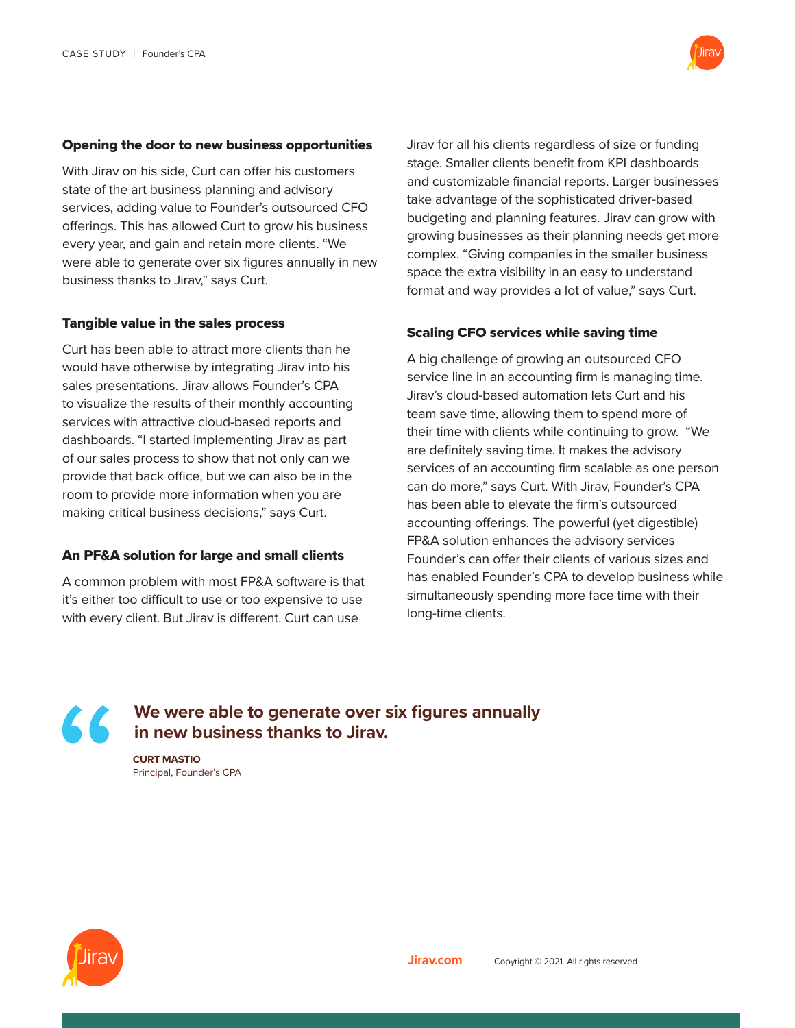### Opening the door to new business opportunities

With Jirav on his side, Curt can offer his customers state of the art business planning and advisory services, adding value to Founder's outsourced CFO offerings. This has allowed Curt to grow his business every year, and gain and retain more clients. "We were able to generate over six figures annually in new business thanks to Jirav," says Curt.

### Tangible value in the sales process

Curt has been able to attract more clients than he would have otherwise by integrating Jirav into his sales presentations. Jirav allows Founder's CPA to visualize the results of their monthly accounting services with attractive cloud-based reports and dashboards. "I started implementing Jirav as part of our sales process to show that not only can we provide that back office, but we can also be in the room to provide more information when you are making critical business decisions," says Curt.

### An PF&A solution for large and small clients

A common problem with most FP&A software is that it's either too difficult to use or too expensive to use with every client. But Jirav is different. Curt can use Jirav for all his clients regardless of size or funding stage. Smaller clients benefit from KPI dashboards and customizable financial reports. Larger businesses take advantage of the sophisticated driver-based budgeting and planning features. Jirav can grow with growing businesses as their planning needs get more complex. "Giving companies in the smaller business space the extra visibility in an easy to understand format and way provides a lot of value," says Curt.

### Scaling CFO services while saving time

A big challenge of growing an outsourced CFO service line in an accounting firm is managing time. Jirav's cloud-based automation lets Curt and his team save time, allowing them to spend more of their time with clients while continuing to grow. "We are definitely saving time. It makes the advisory services of an accounting firm scalable as one person can do more," says Curt. With Jirav, Founder's CPA has been able to elevate the firm's outsourced accounting offerings. The powerful (yet digestible) FP&A solution enhances the advisory services Founder's can offer their clients of various sizes and has enabled Founder's CPA to develop business while simultaneously spending more face time with their long-time clients.

> **We were able to generate over six figures annually in new business thanks to Jirav.**
>
> **CURT MASTIO**
> Principal, Founder's CPA

**Jirav.com** Copyright © 2021. All rights reserved